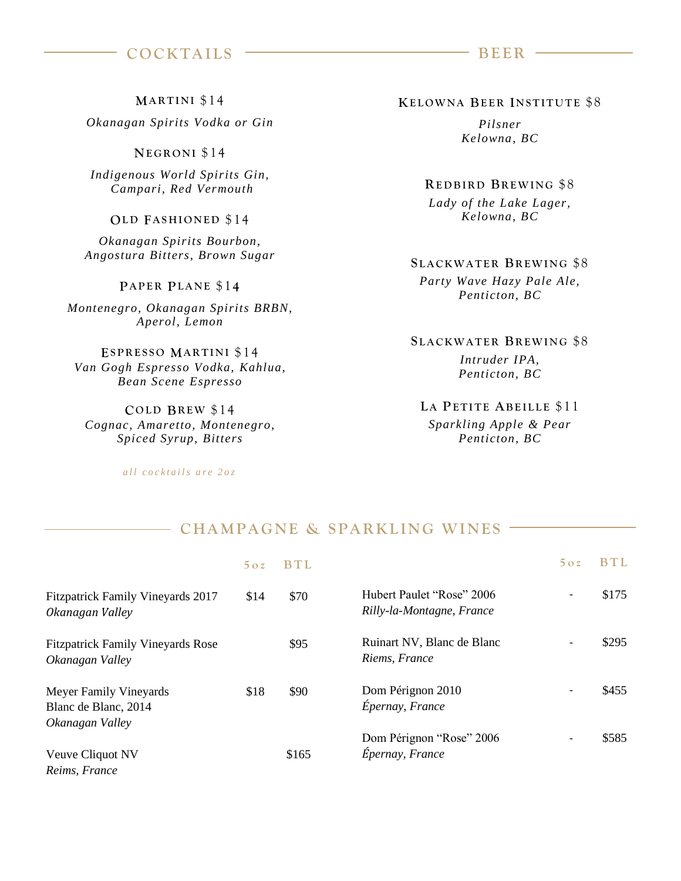## COCKTAILS

**MARTINI** $14
*Okanagan Spirits Vodka or Gin*

**NEGRONI** $14
*Indigenous World Spirits Gin, Campari, Red Vermouth*

**OLD FASHIONED** $14
*Okanagan Spirits Bourbon, Angostura Bitters, Brown Sugar*

**PAPER PLANE** $14
*Montenegro, Okanagan Spirits BRBN, Aperol, Lemon*

**ESPRESSO MARTINI** $14
*Van Gogh Espresso Vodka, Kahlua, Bean Scene Espresso*

**COLD BREW** $14
*Cognac, Amaretto, Montenegro, Spiced Syrup, Bitters*

*all cocktails are 2oz*

## BEER

**KELOWNA BEER INSTITUTE** $8
*Pilsner*
*Kelowna, BC*

**REDBIRD BREWING** $8
*Lady of the Lake Lager,*
*Kelowna, BC*

**SLACKWATER BREWING** $8
*Party Wave Hazy Pale Ale,*
*Penticton, BC*

**SLACKWATER BREWING** $8
*Intruder IPA,*
*Penticton, BC*

**LA PETITE ABEILLE** $11
*Sparkling Apple & Pear*
*Penticton, BC*

## CHAMPAGNE & SPARKLING WINES

| | 5oz | BTL |
|---|---|---|
| Fitzpatrick Family Vineyards 2017 *Okanagan Valley* | $14 | $70 |
| Fitzpatrick Family Vineyards Rose *Okanagan Valley* | | $95 |
| Meyer Family Vineyards Blanc de Blanc, 2014 *Okanagan Valley* | $18 | $90 |
| Veuve Cliquot NV *Reims, France* | | $165 |
| Hubert Paulet "Rose" 2006 *Rilly-la-Montagne, France* | - | $175 |
| Ruinart NV, Blanc de Blanc *Riems, France* | - | $295 |
| Dom Pérignon 2010 *Épernay, France* | - | $455 |
| Dom Pérignon "Rose" 2006 *Épernay, France* | - | $585 |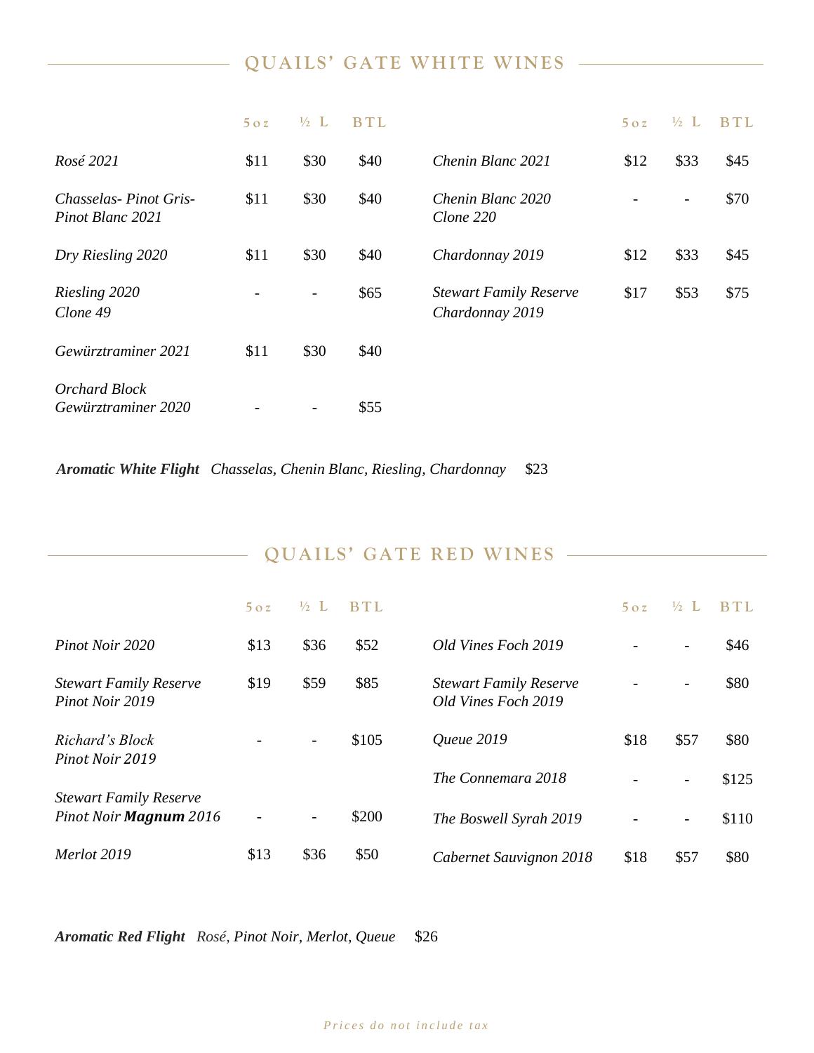## QUAILS' GATE WHITE WINES

| | 5oz | ½ L | BTL |
|---|---|---|---|
| *Rosé 2021* | $11 | $30 | $40 |
| *Chasselas- Pinot Gris- Pinot Blanc 2021* | $11 | $30 | $40 |
| *Dry Riesling 2020* | $11 | $30 | $40 |
| *Riesling 2020 Clone 49* | - | - | $65 |
| *Gewürztraminer 2021* | $11 | $30 | $40 |
| *Orchard Block Gewürztraminer 2020* | - | - | $55 |
| *Chenin Blanc 2021* | $12 | $33 | $45 |
| *Chenin Blanc 2020 Clone 220* | - | - | $70 |
| *Chardonnay 2019* | $12 | $33 | $45 |
| *Stewart Family Reserve Chardonnay 2019* | $17 | $53 | $75 |

***Aromatic White Flight*** *Chasselas, Chenin Blanc, Riesling, Chardonnay* $23

## QUAILS' GATE RED WINES

| | 5oz | ½ L | BTL |
|---|---|---|---|
| *Pinot Noir 2020* | $13 | $36 | $52 |
| *Stewart Family Reserve Pinot Noir 2019* | $19 | $59 | $85 |
| *Richard's Block Pinot Noir 2019* | - | - | $105 |
| *Stewart Family Reserve Pinot Noir **Magnum** 2016* | - | - | $200 |
| *Merlot 2019* | $13 | $36 | $50 |
| *Old Vines Foch 2019* | - | - | $46 |
| *Stewart Family Reserve Old Vines Foch 2019* | - | - | $80 |
| *Queue 2019* | $18 | $57 | $80 |
| *The Connemara 2018* | - | - | $125 |
| *The Boswell Syrah 2019* | - | - | $110 |
| *Cabernet Sauvignon 2018* | $18 | $57 | $80 |

***Aromatic Red Flight*** *Rosé, Pinot Noir, Merlot, Queue* $26

*Prices do not include tax*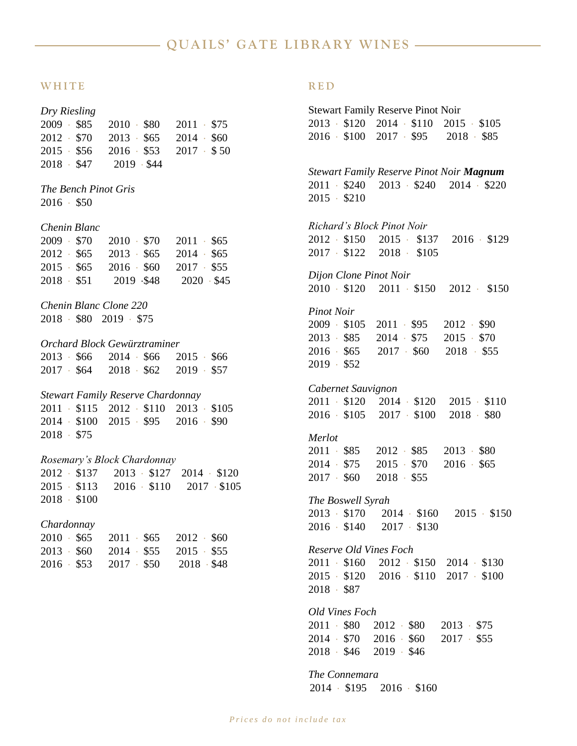## QUAILS' GATE LIBRARY WINES

### WHITE

*Dry Riesling*
2009 · $85 2010 · $80 2011 · $75
2012 · $70 2013 · $65 2014 · $60
2015 · $56 2016 · $53 2017 · $ 50
2018 · $47 2019 · $44

*The Bench Pinot Gris*
2016 · $50

*Chenin Blanc*
2009 · $70 2010 · $70 2011 · $65
2012 · $65 2013 · $65 2014 · $65
2015 · $65 2016 · $60 2017 · $55
2018 · $51 2019 ·$48 2020 · $45

*Chenin Blanc Clone 220*
2018 · $80 2019 · $75

*Orchard Block Gewürztraminer*
2013 · $66 2014 · $66 2015 · $66
2017 · $64 2018 · $62 2019 · $57

*Stewart Family Reserve Chardonnay*
2011 · $115 2012 · $110 2013 · $105
2014 · $100 2015 · $95 2016 · $90
2018 · $75

*Rosemary's Block Chardonnay*
2012 · $137 2013 · $127 2014 · $120
2015 · $113 2016 · $110 2017 · $105
2018 · $100

*Chardonnay*
2010 · $65 2011 · $65 2012 · $60
2013 · $60 2014 · $55 2015 · $55
2016 · $53 2017 · $50 2018 · $48

### RED

Stewart Family Reserve Pinot Noir
2013 · $120 2014 · $110 2015 · $105
2016 · $100 2017 · $95 2018 · $85

*Stewart Family Reserve Pinot Noir* ***Magnum***
2011 · $240 2013 · $240 2014 · $220
2015 · $210

*Richard's Block Pinot Noir*
2012 · $150 2015 · $137 2016 · $129
2017 · $122 2018 · $105

*Dijon Clone Pinot Noir*
2010 · $120 2011 · $150 2012 · $150

*Pinot Noir*
2009 · $105 2011 · $95 2012 · $90
2013 · $85 2014 · $75 2015 · $70
2016 · $65 2017 · $60 2018 · $55
2019 · $52

*Cabernet Sauvignon*
2011 · $120 2014 · $120 2015 · $110
2016 · $105 2017 · $100 2018 · $80

*Merlot*
2011 · $85 2012 · $85 2013 · $80
2014 · $75 2015 · $70 2016 · $65
2017 · $60 2018 · $55

*The Boswell Syrah*
2013 · $170 2014 · $160 2015 · $150
2016 · $140 2017 · $130

*Reserve Old Vines Foch*
2011 · $160 2012 · $150 2014 · $130
2015 · $120 2016 · $110 2017 · $100
2018 · $87

*Old Vines Foch*
2011 · $80 2012 · $80 2013 · $75
2014 · $70 2016 · $60 2017 · $55
2018 · $46 2019 · $46

*The Connemara*
2014 · $195 2016 · $160

*Prices do not include tax*